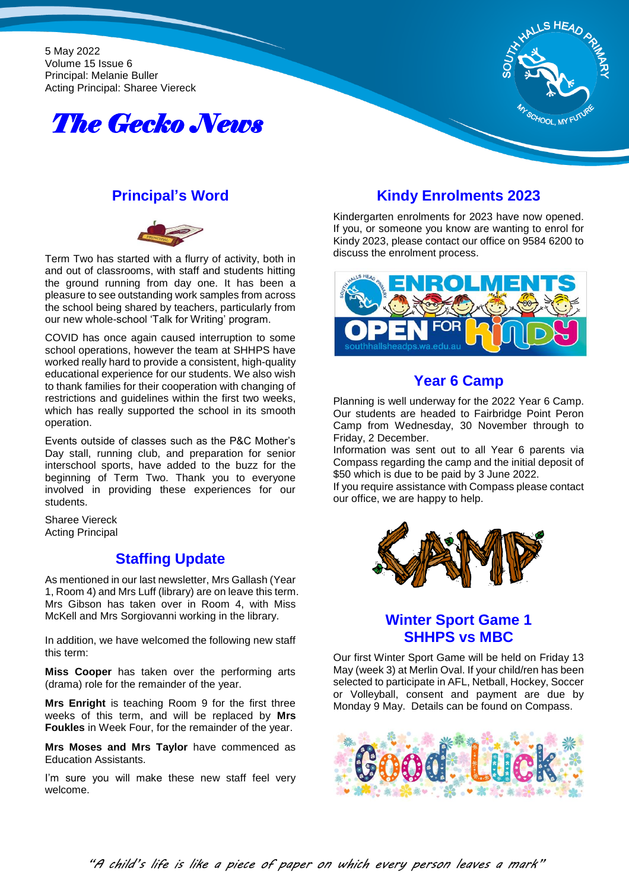5 May 2022
Volume 15 Issue 6
Principal: Melanie Buller
Acting Principal: Sharee Viereck

# The Gecko News

## Principal's Word

Term Two has started with a flurry of activity, both in and out of classrooms, with staff and students hitting the ground running from day one. It has been a pleasure to see outstanding work samples from across the school being shared by teachers, particularly from our new whole-school 'Talk for Writing' program.

COVID has once again caused interruption to some school operations, however the team at SHHPS have worked really hard to provide a consistent, high-quality educational experience for our students. We also wish to thank families for their cooperation with changing of restrictions and guidelines within the first two weeks, which has really supported the school in its smooth operation.

Events outside of classes such as the P&C Mother's Day stall, running club, and preparation for senior interschool sports, have added to the buzz for the beginning of Term Two. Thank you to everyone involved in providing these experiences for our students.

Sharee Viereck
Acting Principal

## Staffing Update

As mentioned in our last newsletter, Mrs Gallash (Year 1, Room 4) and Mrs Luff (library) are on leave this term. Mrs Gibson has taken over in Room 4, with Miss McKell and Mrs Sorgiovanni working in the library.

In addition, we have welcomed the following new staff this term:

**Miss Cooper** has taken over the performing arts (drama) role for the remainder of the year.

**Mrs Enright** is teaching Room 9 for the first three weeks of this term, and will be replaced by **Mrs Foukles** in Week Four, for the remainder of the year.

**Mrs Moses and Mrs Taylor** have commenced as Education Assistants.

I'm sure you will make these new staff feel very welcome.

## Kindy Enrolments 2023

Kindergarten enrolments for 2023 have now opened. If you, or someone you know are wanting to enrol for Kindy 2023, please contact our office on 9584 6200 to discuss the enrolment process.

## Year 6 Camp

Planning is well underway for the 2022 Year 6 Camp. Our students are headed to Fairbridge Point Peron Camp from Wednesday, 30 November through to Friday, 2 December.
Information was sent out to all Year 6 parents via Compass regarding the camp and the initial deposit of $50 which is due to be paid by 3 June 2022.
If you require assistance with Compass please contact our office, we are happy to help.

## Winter Sport Game 1 SHHPS vs MBC

Our first Winter Sport Game will be held on Friday 13 May (week 3) at Merlin Oval. If your child/ren has been selected to participate in AFL, Netball, Hockey, Soccer or Volleyball, consent and payment are due by Monday 9 May. Details can be found on Compass.

*"A child's life is like a piece of paper on which every person leaves a mark"*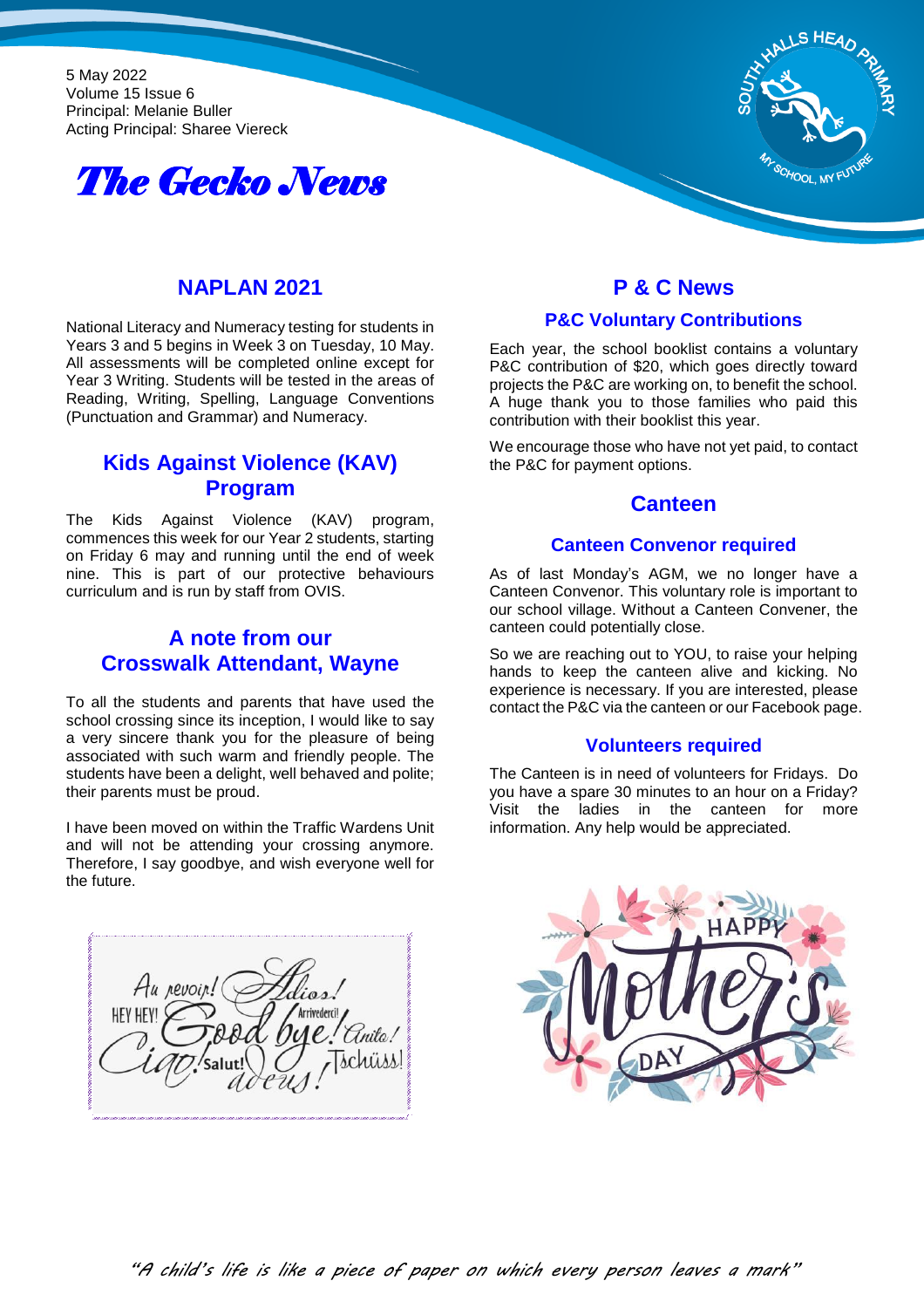5 May 2022
Volume 15 Issue 6
Principal: Melanie Buller
Acting Principal: Sharee Viereck

# The Gecko News

## NAPLAN 2021

National Literacy and Numeracy testing for students in Years 3 and 5 begins in Week 3 on Tuesday, 10 May. All assessments will be completed online except for Year 3 Writing. Students will be tested in the areas of Reading, Writing, Spelling, Language Conventions (Punctuation and Grammar) and Numeracy.

## Kids Against Violence (KAV) Program

The Kids Against Violence (KAV) program, commences this week for our Year 2 students, starting on Friday 6 may and running until the end of week nine. This is part of our protective behaviours curriculum and is run by staff from OVIS.

## A note from our Crosswalk Attendant, Wayne

To all the students and parents that have used the school crossing since its inception, I would like to say a very sincere thank you for the pleasure of being associated with such warm and friendly people. The students have been a delight, well behaved and polite; their parents must be proud.

I have been moved on within the Traffic Wardens Unit and will not be attending your crossing anymore. Therefore, I say goodbye, and wish everyone well for the future.

## P & C News

### P&C Voluntary Contributions

Each year, the school booklist contains a voluntary P&C contribution of $20, which goes directly toward projects the P&C are working on, to benefit the school. A huge thank you to those families who paid this contribution with their booklist this year.

We encourage those who have not yet paid, to contact the P&C for payment options.

## Canteen

### Canteen Convenor required

As of last Monday's AGM, we no longer have a Canteen Convenor. This voluntary role is important to our school village. Without a Canteen Convener, the canteen could potentially close.

So we are reaching out to YOU, to raise your helping hands to keep the canteen alive and kicking. No experience is necessary. If you are interested, please contact the P&C via the canteen or our Facebook page.

### Volunteers required

The Canteen is in need of volunteers for Fridays. Do you have a spare 30 minutes to an hour on a Friday? Visit the ladies in the canteen for more information. Any help would be appreciated.

*"A child's life is like a piece of paper on which every person leaves a mark"*